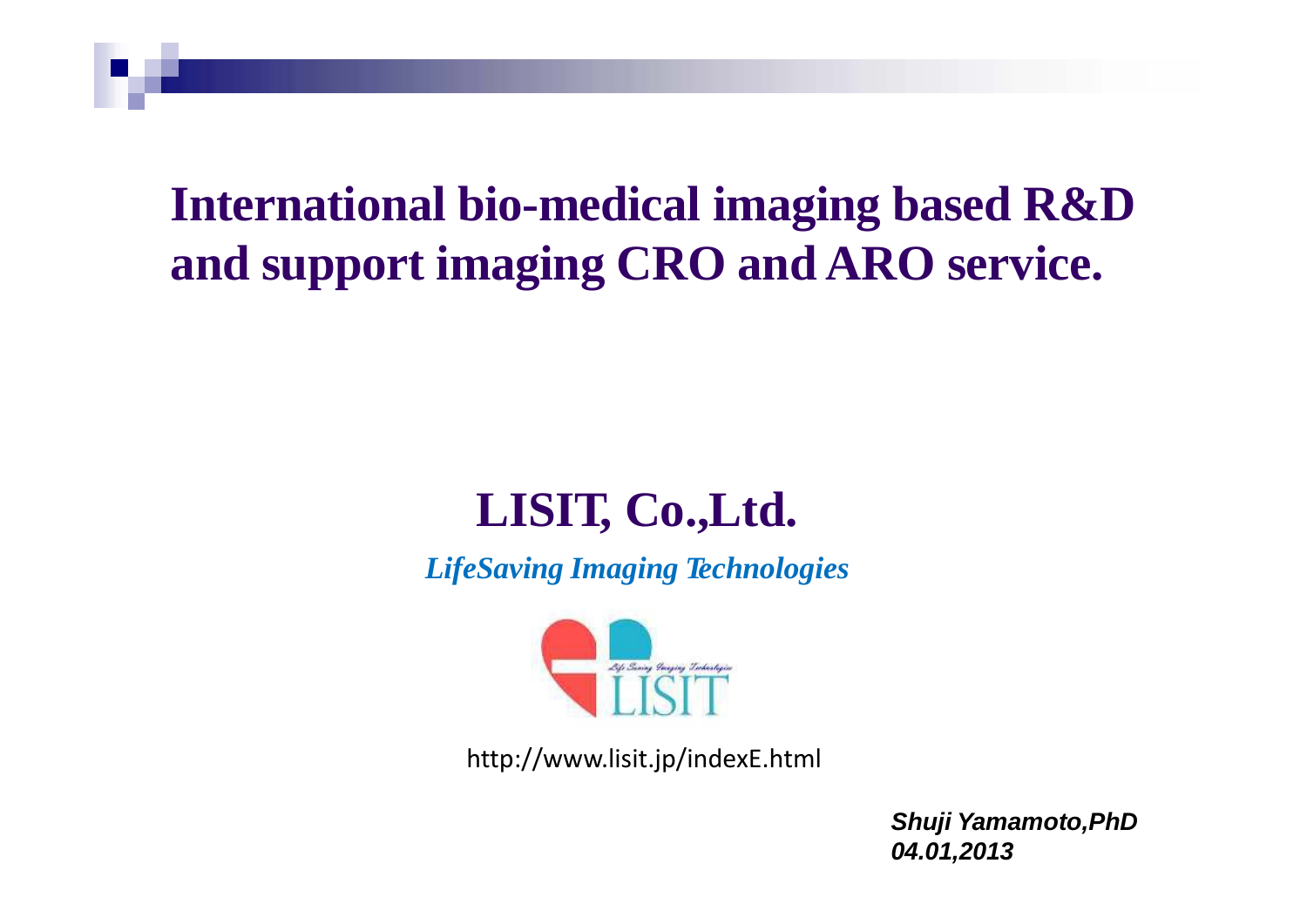# International bio-medical imaging based R&D and support imaging CRO and ARO service.

## LISIT, Co.,Ltd.

*LifeSaving Imaging Technologies*

http://www.lisit.jp/indexE.html

***Shuji Yamamoto,PhD***
***04.01,2013***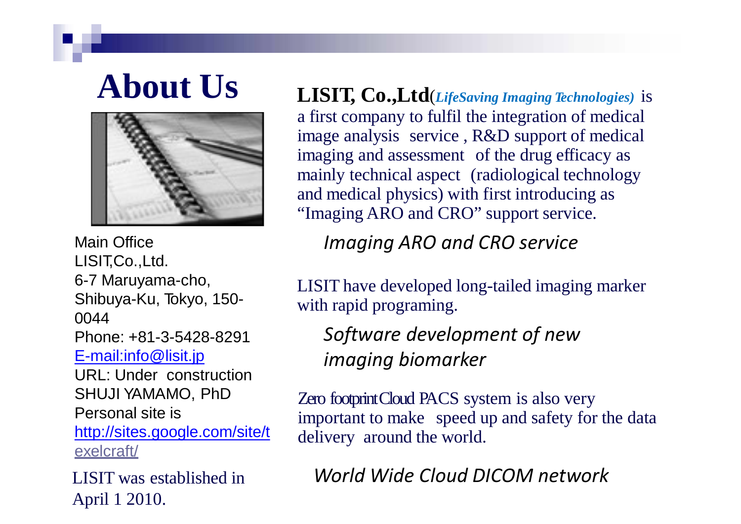# About Us

Main Office
LISIT,Co.,Ltd.
6-7 Maruyama-cho,
Shibuya-Ku, Tokyo, 150-0044
Phone: +81-3-5428-8291
[E-mail:info@lisit.jp](mailto:info@lisit.jp)
URL: Under construction
SHUJI YAMAMO, PhD
Personal site is
[http://sites.google.com/site/texelcraft/](http://sites.google.com/site/texelcraft/)

LISIT was established in April 1 2010.

**LISIT, Co.,Ltd**(***LifeSaving Imaging Technologies)*** is a first company to fulfil the integration of medical image analysis service , R&D support of medical imaging and assessment of the drug efficacy as mainly technical aspect (radiological technology and medical physics) with first introducing as "Imaging ARO and CRO" support service.

*Imaging ARO and CRO service*

LISIT have developed long-tailed imaging marker with rapid programing.

*Software development of new imaging biomarker*

Zero footprint Cloud PACS system is also very important to make speed up and safety for the data delivery around the world.

*World Wide Cloud DICOM network*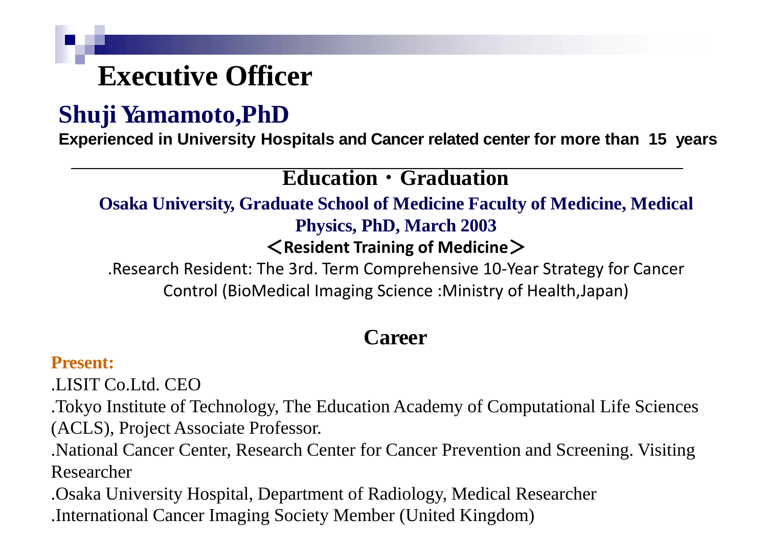# Executive Officer

## Shuji Yamamoto,PhD

**Experienced in University Hospitals and Cancer related center for more than 15 years**

---

### Education・Graduation

**Osaka University, Graduate School of Medicine Faculty of Medicine, Medical Physics, PhD, March 2003**

**＜Resident Training of Medicine＞**

.Research Resident: The 3rd. Term Comprehensive 10-Year Strategy for Cancer Control (BioMedical Imaging Science :Ministry of Health,Japan)

### Career

**Present:**

.LISIT Co.Ltd. CEO

.Tokyo Institute of Technology, The Education Academy of Computational Life Sciences (ACLS), Project Associate Professor.

.National Cancer Center, Research Center for Cancer Prevention and Screening. Visiting Researcher

.Osaka University Hospital, Department of Radiology, Medical Researcher

.International Cancer Imaging Society Member (United Kingdom)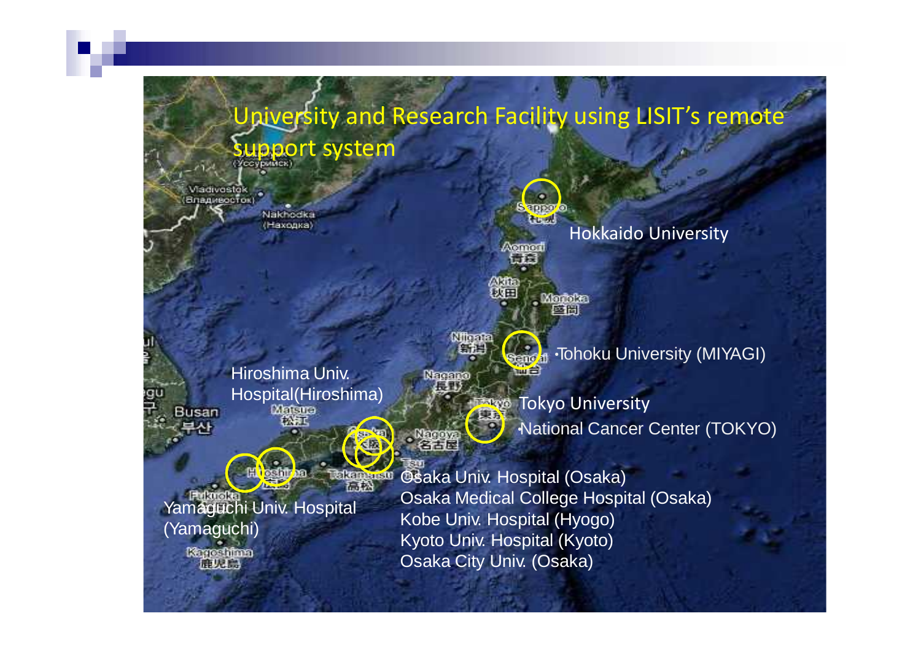# University and Research Facility using LISIT's remote support system

Hokkaido University

・Tohoku University (MIYAGI)

Tokyo University
・National Cancer Center (TOKYO)

Hiroshima Univ. Hospital(Hiroshima)

Yamaguchi Univ. Hospital (Yamaguchi)

Osaka Univ. Hospital (Osaka)
Osaka Medical College Hospital (Osaka)
Kobe Univ. Hospital (Hyogo)
Kyoto Univ. Hospital (Kyoto)
Osaka City Univ. (Osaka)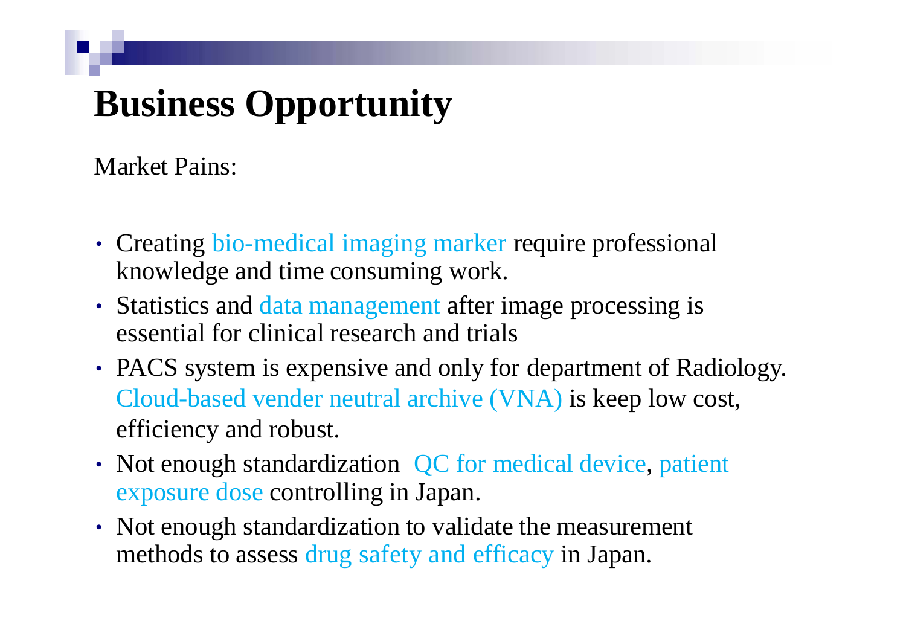# Business Opportunity

Market Pains:

- Creating bio-medical imaging marker require professional knowledge and time consuming work.
- Statistics and data management after image processing is essential for clinical research and trials
- PACS system is expensive and only for department of Radiology. Cloud-based vender neutral archive (VNA) is keep low cost, efficiency and robust.
- Not enough standardization QC for medical device, patient exposure dose controlling in Japan.
- Not enough standardization to validate the measurement methods to assess drug safety and efficacy in Japan.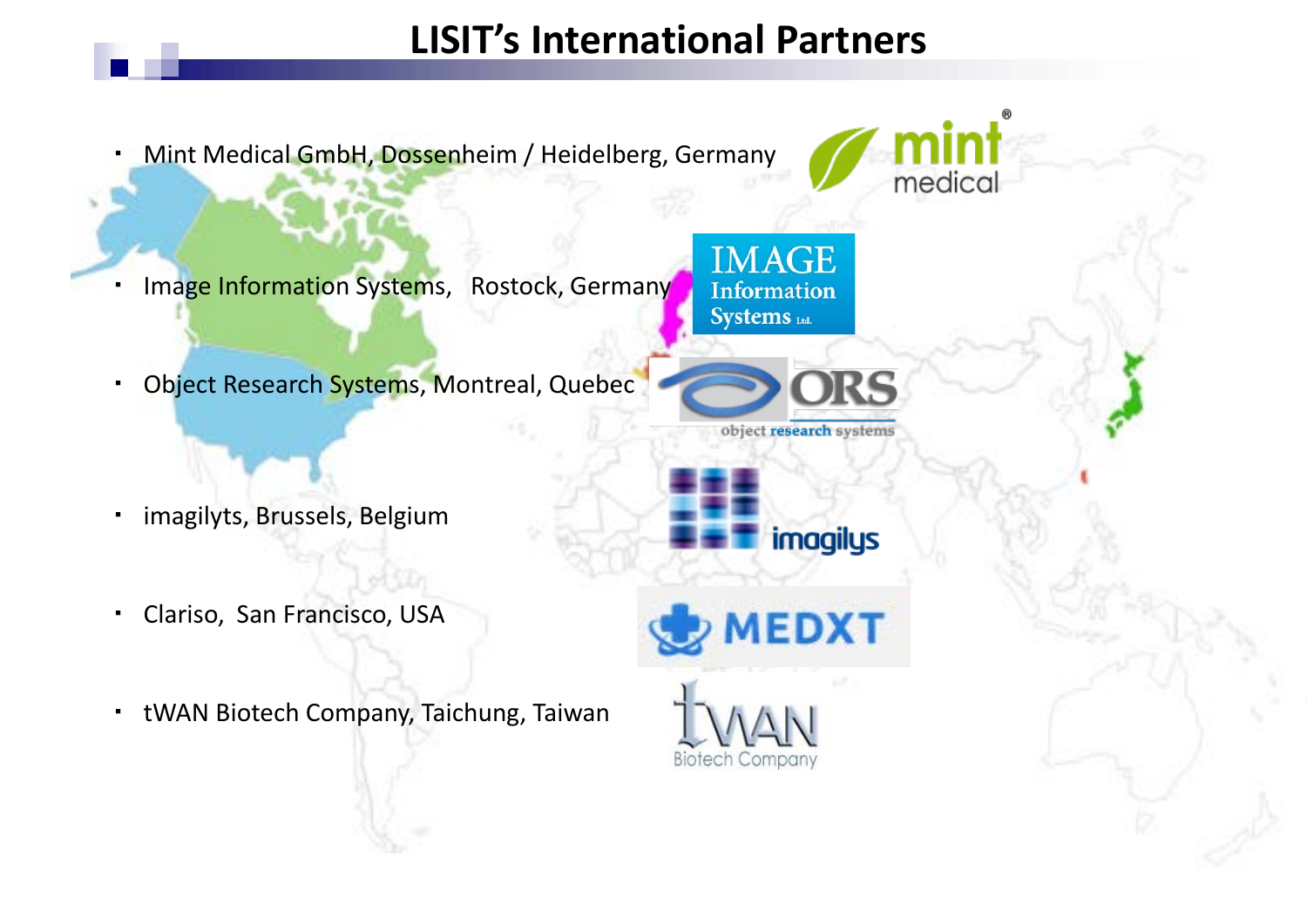# LISIT's International Partners

- Mint Medical GmbH, Dossenheim / Heidelberg, Germany
- Image Information Systems,   Rostock, Germany
- Object Research Systems, Montreal, Quebec
- imagilyts, Brussels, Belgium
- Clariso,  San Francisco, USA
- tWAN Biotech Company, Taichung, Taiwan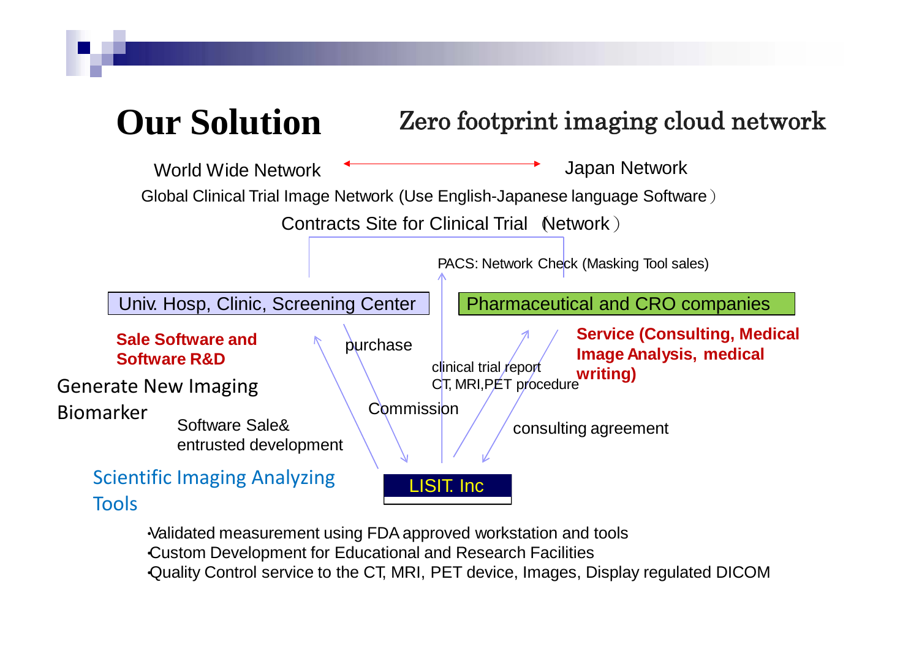# Our Solution

## Zero footprint imaging cloud network

World Wide Network ↔ Japan Network

Global Clinical Trial Image Network (Use English-Japanese language Software）

Contracts Site for Clinical Trial （Network）

PACS: Network Check (Masking Tool sales)

Univ. Hosp, Clinic, Screening Center

Pharmaceutical and CRO companies

**Sale Software and Software R&D**

Generate New Imaging Biomarker

Software Sale& entrusted development

purchase

Commission

clinical trial report

CT, MRI,PET procedure

**Service (Consulting, Medical Image Analysis, medical writing)**

consulting agreement

Scientific Imaging Analyzing Tools

LISIT. Inc

- Validated measurement using FDA approved workstation and tools
- Custom Development for Educational and Research Facilities
- Quality Control service to the CT, MRI, PET device, Images, Display regulated DICOM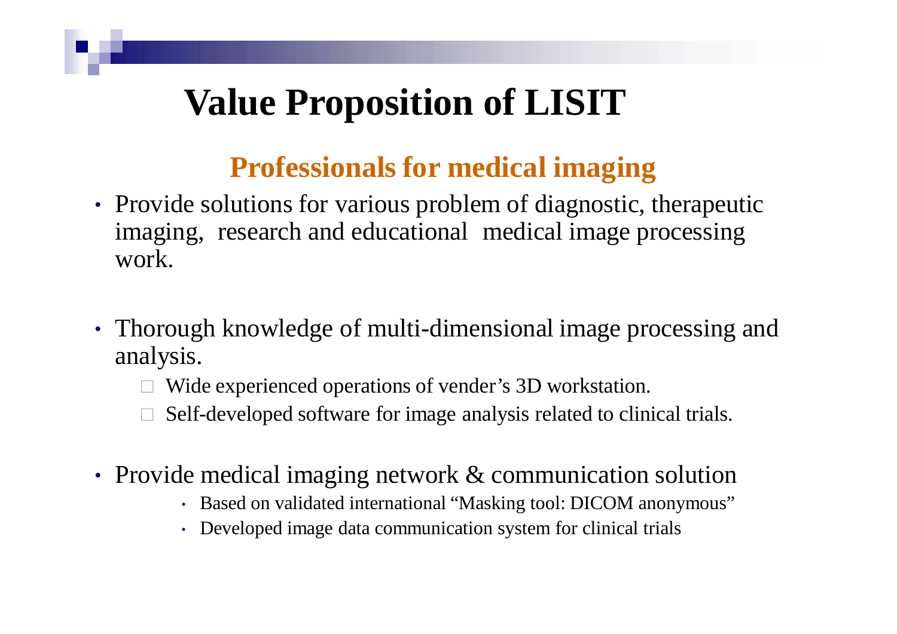# Value Proposition of LISIT

## Professionals for medical imaging

- Provide solutions for various problem of diagnostic, therapeutic imaging, research and educational medical image processing work.

- Thorough knowledge of multi-dimensional image processing and analysis.
  - Wide experienced operations of vender's 3D workstation.
  - Self-developed software for image analysis related to clinical trials.

- Provide medical imaging network & communication solution
  - Based on validated international "Masking tool: DICOM anonymous"
  - Developed image data communication system for clinical trials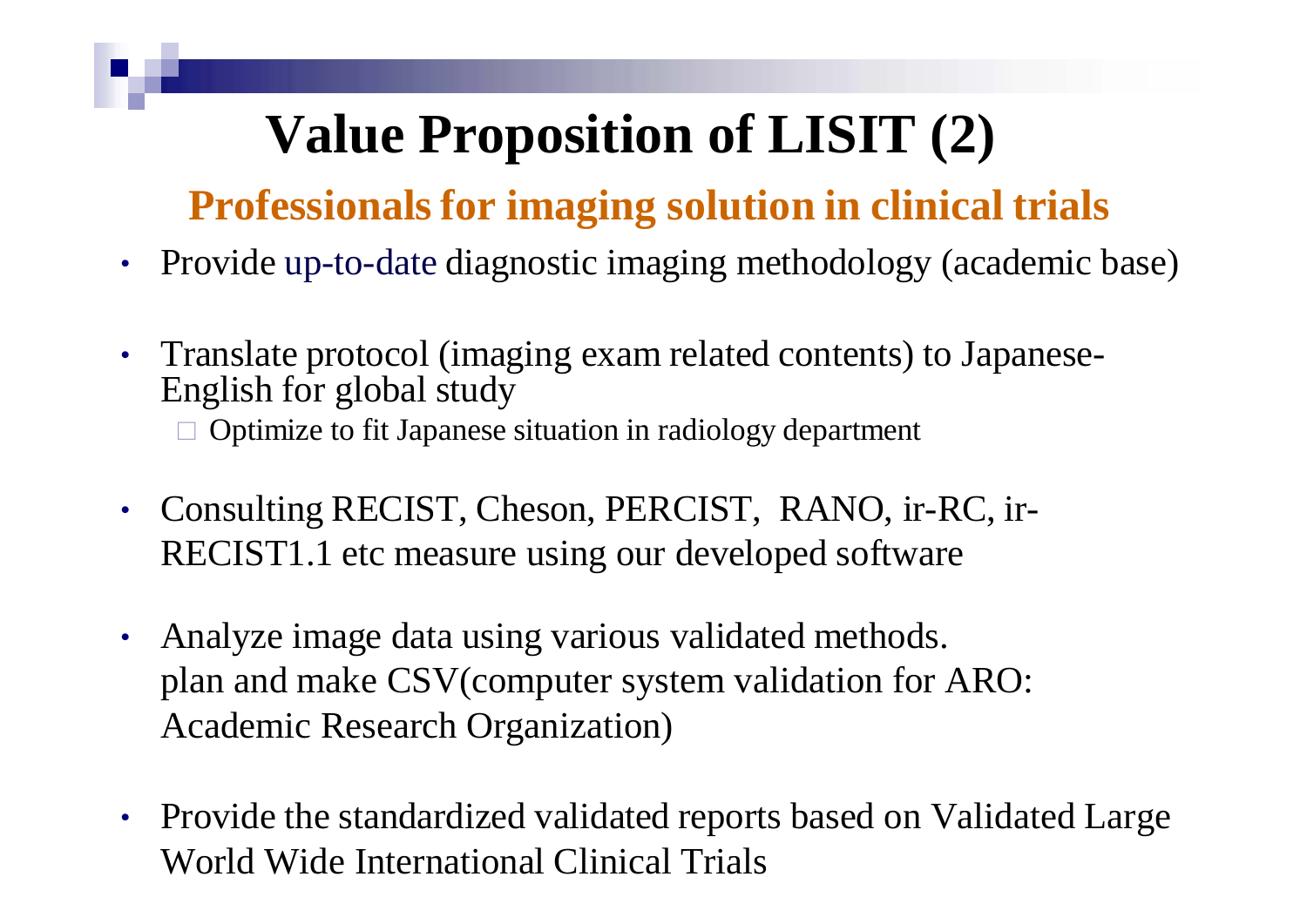# Value Proposition of LISIT (2)

## Professionals for imaging solution in clinical trials

- Provide up-to-date diagnostic imaging methodology (academic base)
- Translate protocol (imaging exam related contents) to Japanese-English for global study
  - Optimize to fit Japanese situation in radiology department
- Consulting RECIST, Cheson, PERCIST, RANO, ir-RC, ir-RECIST1.1 etc measure using our developed software
- Analyze image data using various validated methods. plan and make CSV(computer system validation for ARO: Academic Research Organization)
- Provide the standardized validated reports based on Validated Large World Wide International Clinical Trials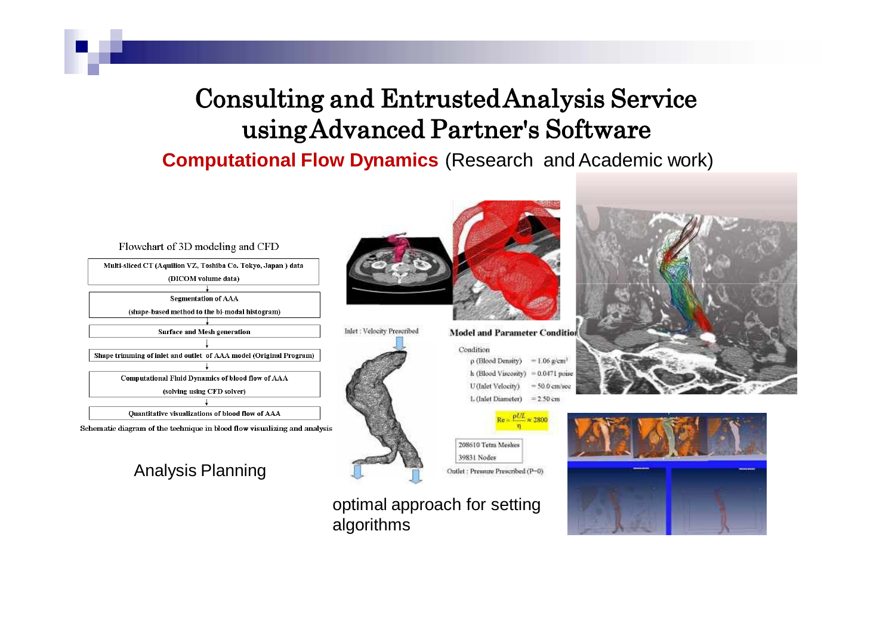# Consulting and Entrusted Analysis Service using Advanced Partner's Software

**Computational Flow Dynamics** (Research and Academic work)

Flowchart of 3D modeling and CFD

Multi-sliced CT (Aquilion VZ, Toshiba Co. Tokyo, Japan ) data (DICOM volume data)

↓

Segmentation of AAA (shape-based method to the bi-modal histogram)

↓

Surface and Mesh generation

↓

Shape trimming of inlet and outlet of AAA model (Original Program)

↓

Computational Fluid Dynamics of blood flow of AAA (solving using CFD solver)

↓

Quantitative visualizations of blood flow of AAA

Schematic diagram of the technique in blood flow visualizing and analysis

Analysis Planning

Inlet : Velocity Prescribed

**Model and Parameter Condition**

Condition

- $\rho$ (Blood Density) = 1.06 g/cm$^3$
- h (Blood Viscosity) = 0.0471 poise
- U (Inlet Velocity) = 50.0 cm/sec
- L (Inlet Diameter) = 2.50 cm

$$Re = \frac{\rho UL}{\eta} \approx 2800$$

208610 Tetra Meshes

39831 Nodes

Outlet : Pressure Prescribed (P=0)

optimal approach for setting algorithms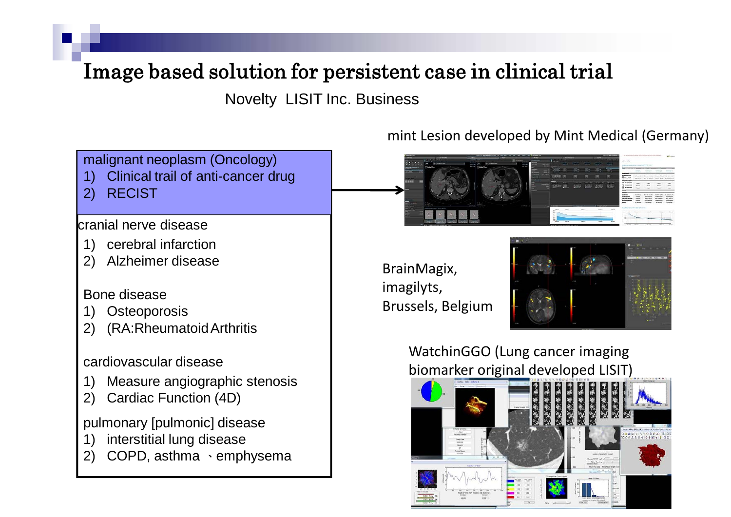# Image based solution for persistent case in clinical trial

Novelty LISIT Inc. Business

malignant neoplasm (Oncology)
1) Clinical trail of anti-cancer drug
2) RECIST

cranial nerve disease
1) cerebral infarction
2) Alzheimer disease

Bone disease
1) Osteoporosis
2) (RA:Rheumatoid Arthritis

cardiovascular disease
1) Measure angiographic stenosis
2) Cardiac Function (4D)

pulmonary [pulmonic] disease
1) interstitial lung disease
2) COPD, asthma 、emphysema

mint Lesion developed by Mint Medical (Germany)

BrainMagix, imagilyts, Brussels, Belgium

WatchinGGO (Lung cancer imaging biomarker original developed LISIT)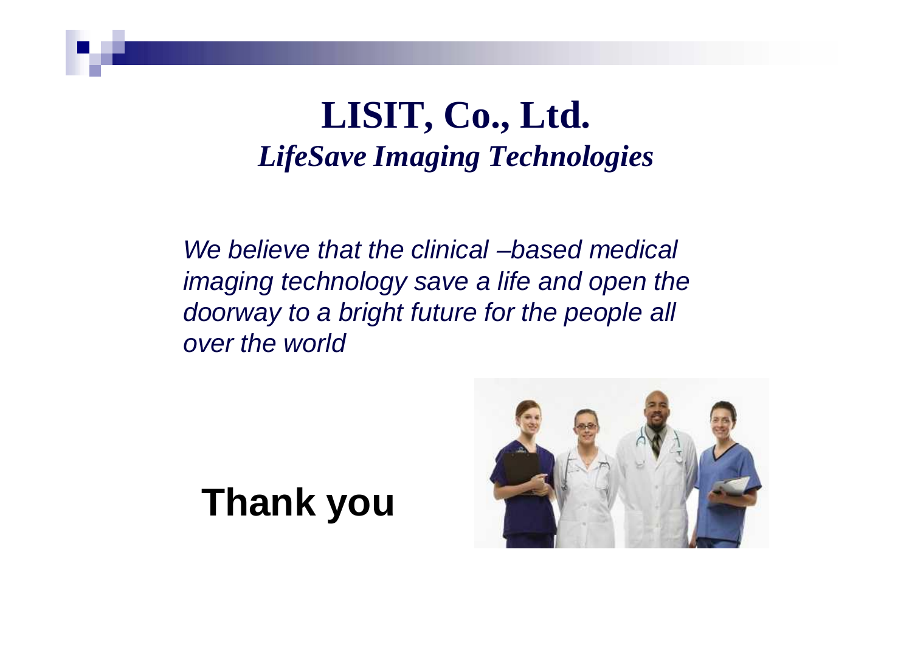# LISIT, Co., Ltd.

## *LifeSave Imaging Technologies*

*We believe that the clinical –based medical imaging technology save a life and open the doorway to a bright future for the people all over the world*

**Thank you**